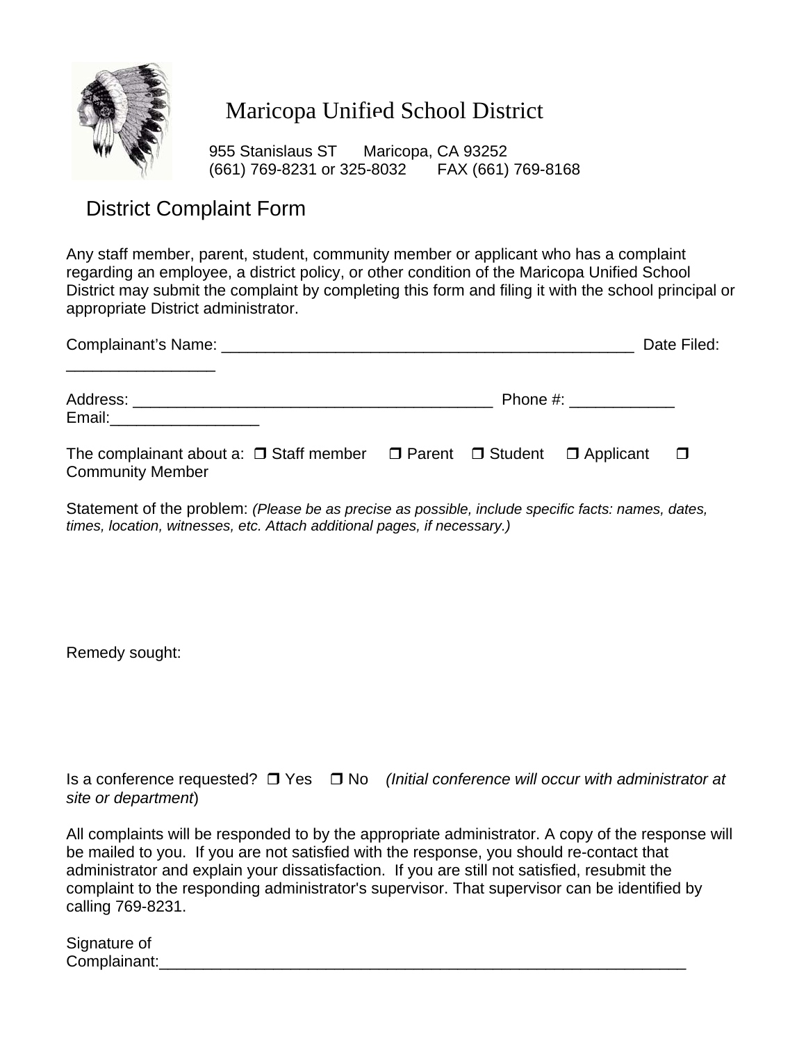# Maricopa Unified School District

955 Stanislaus ST Maricopa, CA 93252
(661) 769-8231 or 325-8032 FAX (661) 769-8168

## District Complaint Form

Any staff member, parent, student, community member or applicant who has a complaint regarding an employee, a district policy, or other condition of the Maricopa Unified School District may submit the complaint by completing this form and filing it with the school principal or appropriate District administrator.

Complainant's Name: __________________________________________________ Date Filed: _________________

Address: ___________________________________________ Phone #: ____________
Email:_________________

The complainant about a: ❐ Staff member ❐ Parent ❐ Student ❐ Applicant ❐ Community Member

Statement of the problem: *(Please be as precise as possible, include specific facts: names, dates, times, location, witnesses, etc. Attach additional pages, if necessary.)*

Remedy sought:

Is a conference requested? ❐ Yes ❐ No *(Initial conference will occur with administrator at site or department)*

All complaints will be responded to by the appropriate administrator. A copy of the response will be mailed to you. If you are not satisfied with the response, you should re-contact that administrator and explain your dissatisfaction. If you are still not satisfied, resubmit the complaint to the responding administrator's supervisor. That supervisor can be identified by calling 769-8231.

Signature of Complainant:_______________________________________________________________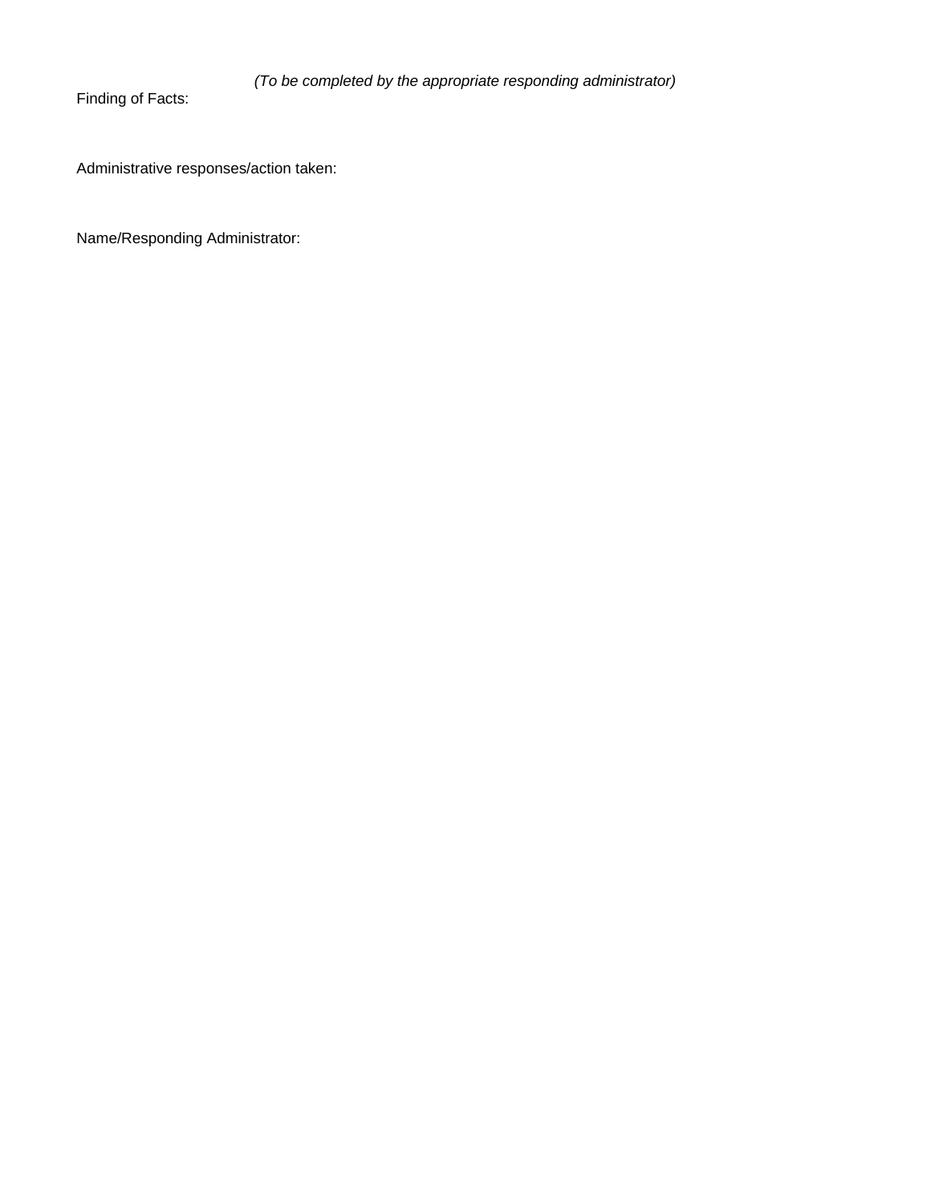*(To be completed by the appropriate responding administrator)*

Finding of Facts:

Administrative responses/action taken:

Name/Responding Administrator: